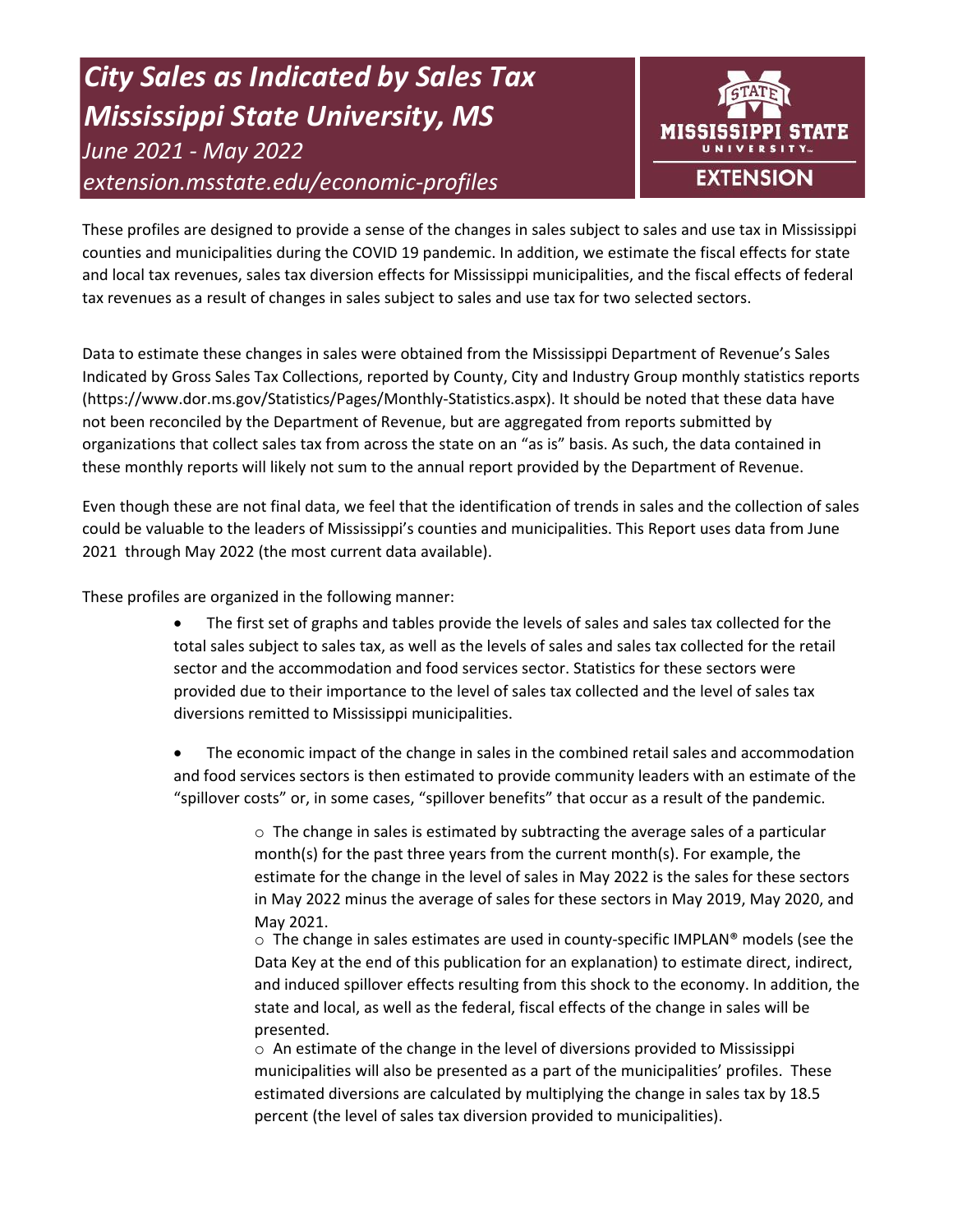# *City Sales as Indicated by Sales Tax*
# *Mississippi State University, MS*

*June 2021 - May 2022*

*extension.msstate.edu/economic-profiles*

MISSISSIPPI STATE UNIVERSITY EXTENSION

These profiles are designed to provide a sense of the changes in sales subject to sales and use tax in Mississippi counties and municipalities during the COVID 19 pandemic. In addition, we estimate the fiscal effects for state and local tax revenues, sales tax diversion effects for Mississippi municipalities, and the fiscal effects of federal tax revenues as a result of changes in sales subject to sales and use tax for two selected sectors.

Data to estimate these changes in sales were obtained from the Mississippi Department of Revenue's Sales Indicated by Gross Sales Tax Collections, reported by County, City and Industry Group monthly statistics reports (https://www.dor.ms.gov/Statistics/Pages/Monthly-Statistics.aspx). It should be noted that these data have not been reconciled by the Department of Revenue, but are aggregated from reports submitted by organizations that collect sales tax from across the state on an "as is" basis. As such, the data contained in these monthly reports will likely not sum to the annual report provided by the Department of Revenue.

Even though these are not final data, we feel that the identification of trends in sales and the collection of sales could be valuable to the leaders of Mississippi's counties and municipalities. This Report uses data from June 2021 through May 2022 (the most current data available).

These profiles are organized in the following manner:

- The first set of graphs and tables provide the levels of sales and sales tax collected for the total sales subject to sales tax, as well as the levels of sales and sales tax collected for the retail sector and the accommodation and food services sector. Statistics for these sectors were provided due to their importance to the level of sales tax collected and the level of sales tax diversions remitted to Mississippi municipalities.

- The economic impact of the change in sales in the combined retail sales and accommodation and food services sectors is then estimated to provide community leaders with an estimate of the "spillover costs" or, in some cases, "spillover benefits" that occur as a result of the pandemic.

  - The change in sales is estimated by subtracting the average sales of a particular month(s) for the past three years from the current month(s). For example, the estimate for the change in the level of sales in May 2022 is the sales for these sectors in May 2022 minus the average of sales for these sectors in May 2019, May 2020, and May 2021.
  - The change in sales estimates are used in county-specific IMPLAN® models (see the Data Key at the end of this publication for an explanation) to estimate direct, indirect, and induced spillover effects resulting from this shock to the economy. In addition, the state and local, as well as the federal, fiscal effects of the change in sales will be presented.
  - An estimate of the change in the level of diversions provided to Mississippi municipalities will also be presented as a part of the municipalities' profiles. These estimated diversions are calculated by multiplying the change in sales tax by 18.5 percent (the level of sales tax diversion provided to municipalities).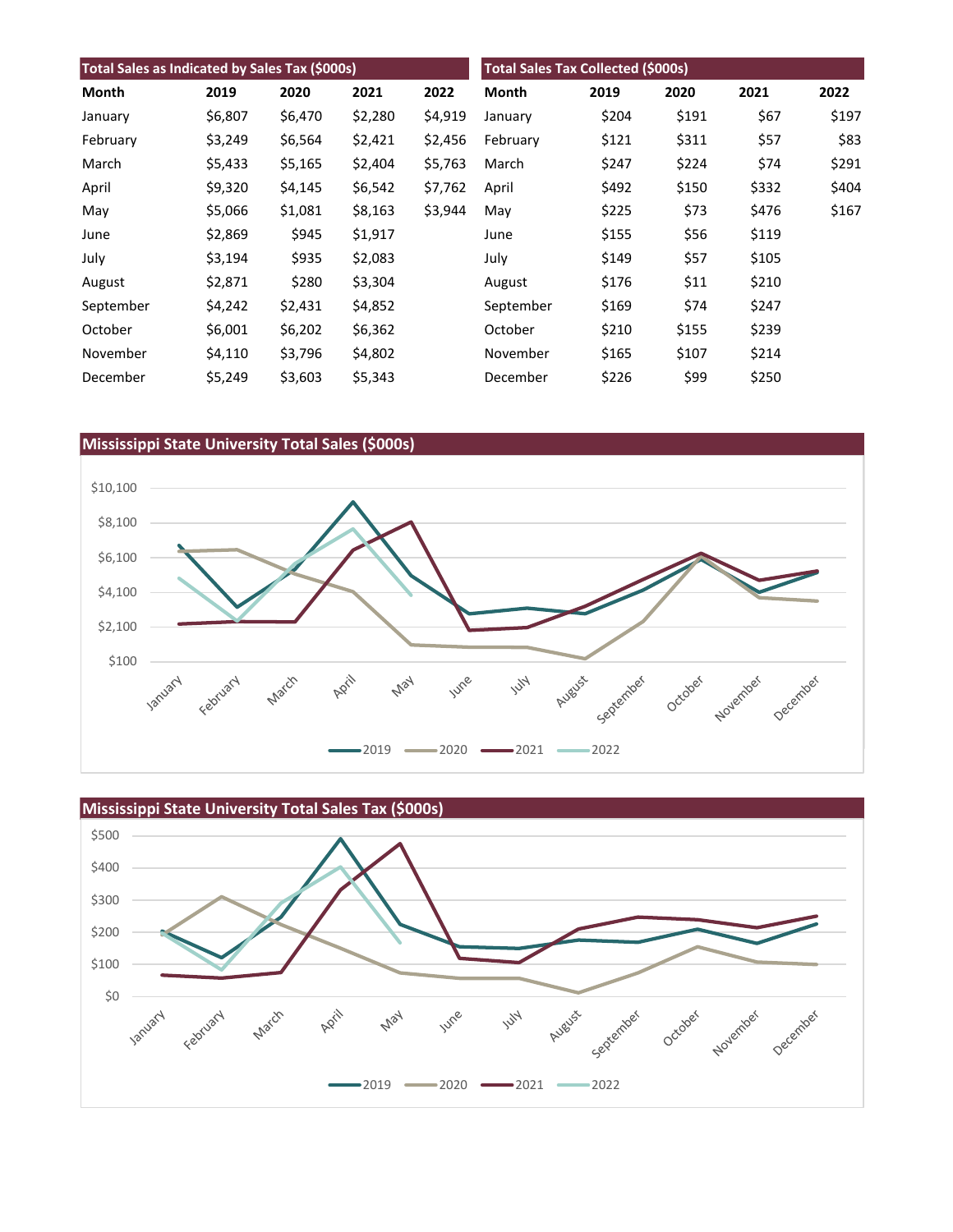| Total Sales as Indicated by Sales Tax ($000s) | | | | |
|---|---|---|---|---|
| **Month** | **2019** | **2020** | **2021** | **2022** |
| January | $6,807 | $6,470 | $2,280 | $4,919 |
| February | $3,249 | $6,564 | $2,421 | $2,456 |
| March | $5,433 | $5,165 | $2,404 | $5,763 |
| April | $9,320 | $4,145 | $6,542 | $7,762 |
| May | $5,066 | $1,081 | $8,163 | $3,944 |
| June | $2,869 | $945 | $1,917 | |
| July | $3,194 | $935 | $2,083 | |
| August | $2,871 | $280 | $3,304 | |
| September | $4,242 | $2,431 | $4,852 | |
| October | $6,001 | $6,202 | $6,362 | |
| November | $4,110 | $3,796 | $4,802 | |
| December | $5,249 | $3,603 | $5,343 | |

| Total Sales Tax Collected ($000s) | | | | |
|---|---|---|---|---|
| **Month** | **2019** | **2020** | **2021** | **2022** |
| January | $204 | $191 | $67 | $197 |
| February | $121 | $311 | $57 | $83 |
| March | $247 | $224 | $74 | $291 |
| April | $492 | $150 | $332 | $404 |
| May | $225 | $73 | $476 | $167 |
| June | $155 | $56 | $119 | |
| July | $149 | $57 | $105 | |
| August | $176 | $11 | $210 | |
| September | $169 | $74 | $247 | |
| October | $210 | $155 | $239 | |
| November | $165 | $107 | $214 | |
| December | $226 | $99 | $250 | |

## Mississippi State University Total Sales ($000s)

## Mississippi State University Total Sales Tax ($000s)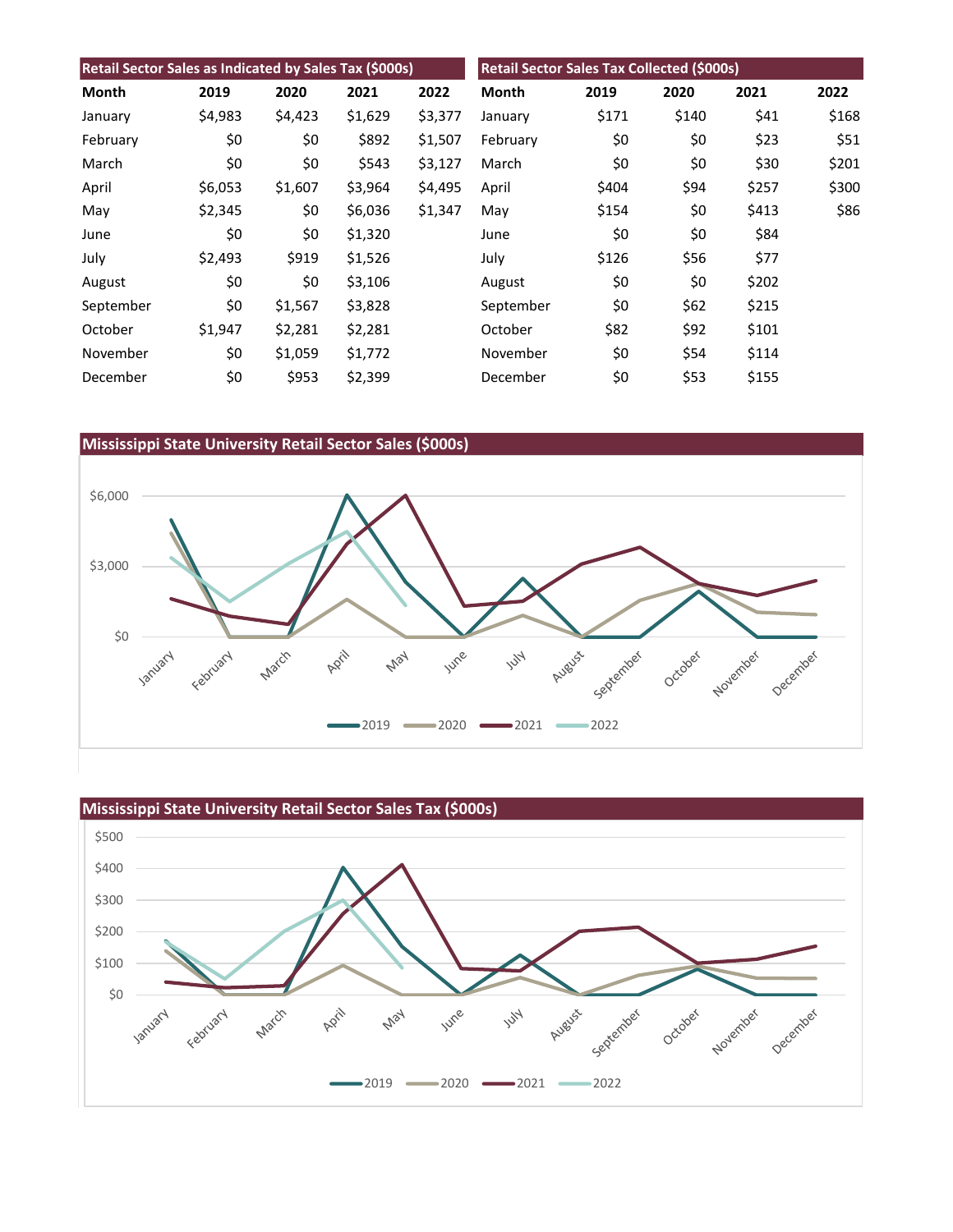## Retail Sector Sales as Indicated by Sales Tax ($000s)

| Month | 2019 | 2020 | 2021 | 2022 |
|---|---|---|---|---|
| January | $4,983 | $4,423 | $1,629 | $3,377 |
| February | $0 | $0 | $892 | $1,507 |
| March | $0 | $0 | $543 | $3,127 |
| April | $6,053 | $1,607 | $3,964 | $4,495 |
| May | $2,345 | $0 | $6,036 | $1,347 |
| June | $0 | $0 | $1,320 | |
| July | $2,493 | $919 | $1,526 | |
| August | $0 | $0 | $3,106 | |
| September | $0 | $1,567 | $3,828 | |
| October | $1,947 | $2,281 | $2,281 | |
| November | $0 | $1,059 | $1,772 | |
| December | $0 | $953 | $2,399 | |

## Retail Sector Sales Tax Collected ($000s)

| Month | 2019 | 2020 | 2021 | 2022 |
|---|---|---|---|---|
| January | $171 | $140 | $41 | $168 |
| February | $0 | $0 | $23 | $51 |
| March | $0 | $0 | $30 | $201 |
| April | $404 | $94 | $257 | $300 |
| May | $154 | $0 | $413 | $86 |
| June | $0 | $0 | $84 | |
| July | $126 | $56 | $77 | |
| August | $0 | $0 | $202 | |
| September | $0 | $62 | $215 | |
| October | $82 | $92 | $101 | |
| November | $0 | $54 | $114 | |
| December | $0 | $53 | $155 | |

## Mississippi State University Retail Sector Sales ($000s)

## Mississippi State University Retail Sector Sales Tax ($000s)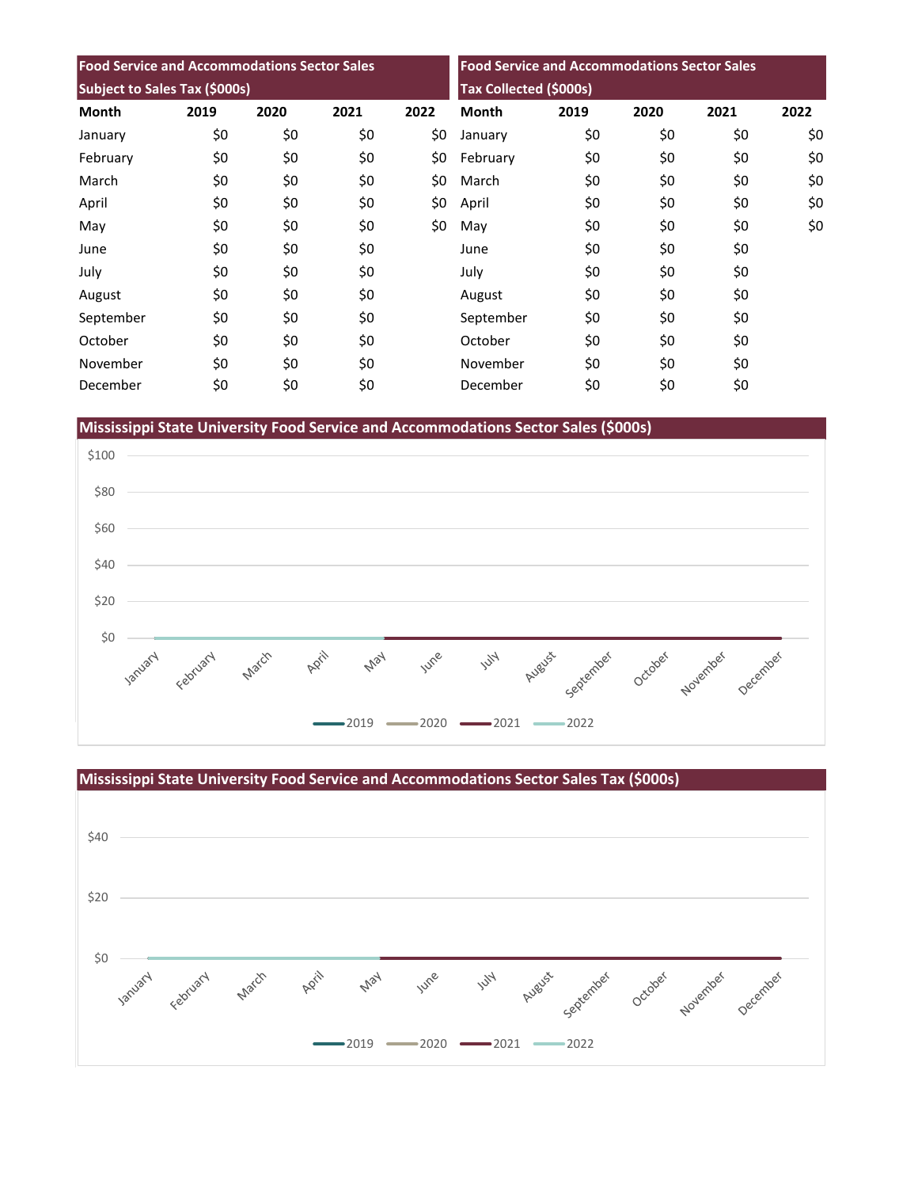| Food Service and Accommodations Sector Sales Subject to Sales Tax ($000s) | | | | |
|---|---|---|---|---|
| Month | 2019 | 2020 | 2021 | 2022 |
| January | $0 | $0 | $0 | $0 |
| February | $0 | $0 | $0 | $0 |
| March | $0 | $0 | $0 | $0 |
| April | $0 | $0 | $0 | $0 |
| May | $0 | $0 | $0 | $0 |
| June | $0 | $0 | $0 | |
| July | $0 | $0 | $0 | |
| August | $0 | $0 | $0 | |
| September | $0 | $0 | $0 | |
| October | $0 | $0 | $0 | |
| November | $0 | $0 | $0 | |
| December | $0 | $0 | $0 | |

| Food Service and Accommodations Sector Sales Tax Collected ($000s) | | | | |
|---|---|---|---|---|
| Month | 2019 | 2020 | 2021 | 2022 |
| January | $0 | $0 | $0 | $0 |
| February | $0 | $0 | $0 | $0 |
| March | $0 | $0 | $0 | $0 |
| April | $0 | $0 | $0 | $0 |
| May | $0 | $0 | $0 | $0 |
| June | $0 | $0 | $0 | |
| July | $0 | $0 | $0 | |
| August | $0 | $0 | $0 | |
| September | $0 | $0 | $0 | |
| October | $0 | $0 | $0 | |
| November | $0 | $0 | $0 | |
| December | $0 | $0 | $0 | |

## Mississippi State University Food Service and Accommodations Sector Sales ($000s)

## Mississippi State University Food Service and Accommodations Sector Sales Tax ($000s)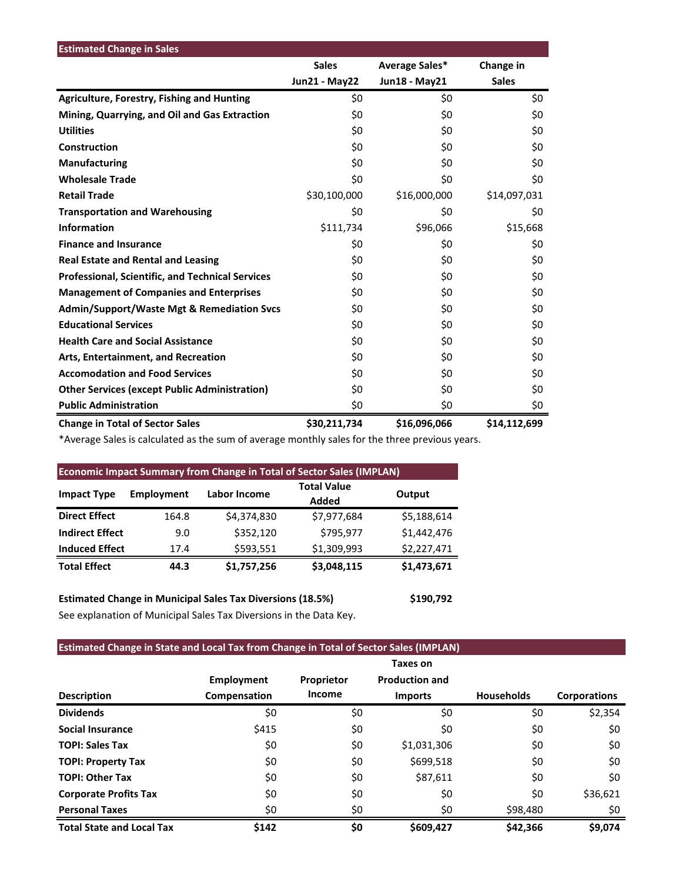## Estimated Change in Sales

| | Sales Jun21 - May22 | Average Sales* Jun18 - May21 | Change in Sales |
|---|---|---|---|
| **Agriculture, Forestry, Fishing and Hunting** | $0 | $0 | $0 |
| **Mining, Quarrying, and Oil and Gas Extraction** | $0 | $0 | $0 |
| **Utilities** | $0 | $0 | $0 |
| **Construction** | $0 | $0 | $0 |
| **Manufacturing** | $0 | $0 | $0 |
| **Wholesale Trade** | $0 | $0 | $0 |
| **Retail Trade** | $30,100,000 | $16,000,000 | $14,097,031 |
| **Transportation and Warehousing** | $0 | $0 | $0 |
| **Information** | $111,734 | $96,066 | $15,668 |
| **Finance and Insurance** | $0 | $0 | $0 |
| **Real Estate and Rental and Leasing** | $0 | $0 | $0 |
| **Professional, Scientific, and Technical Services** | $0 | $0 | $0 |
| **Management of Companies and Enterprises** | $0 | $0 | $0 |
| **Admin/Support/Waste Mgt & Remediation Svcs** | $0 | $0 | $0 |
| **Educational Services** | $0 | $0 | $0 |
| **Health Care and Social Assistance** | $0 | $0 | $0 |
| **Arts, Entertainment, and Recreation** | $0 | $0 | $0 |
| **Accomodation and Food Services** | $0 | $0 | $0 |
| **Other Services (except Public Administration)** | $0 | $0 | $0 |
| **Public Administration** | $0 | $0 | $0 |
| **Change in Total of Sector Sales** | **$30,211,734** | **$16,096,066** | **$14,112,699** |

*Average Sales is calculated as the sum of average monthly sales for the three previous years.

## Economic Impact Summary from Change in Total of Sector Sales (IMPLAN)

| Impact Type | Employment | Labor Income | Total Value Added | Output |
|---|---|---|---|---|
| **Direct Effect** | 164.8 | $4,374,830 | $7,977,684 | $5,188,614 |
| **Indirect Effect** | 9.0 | $352,120 | $795,977 | $1,442,476 |
| **Induced Effect** | 17.4 | $593,551 | $1,309,993 | $2,227,471 |
| **Total Effect** | **44.3** | **$1,757,256** | **$3,048,115** | **$1,473,671** |

**Estimated Change in Municipal Sales Tax Diversions (18.5%)** **$190,792**

See explanation of Municipal Sales Tax Diversions in the Data Key.

## Estimated Change in State and Local Tax from Change in Total of Sector Sales (IMPLAN)

| Description | Employment Compensation | Proprietor Income | Taxes on Production and Imports | Households | Corporations |
|---|---|---|---|---|---|
| **Dividends** | $0 | $0 | $0 | $0 | $2,354 |
| **Social Insurance** | $415 | $0 | $0 | $0 | $0 |
| **TOPI: Sales Tax** | $0 | $0 | $1,031,306 | $0 | $0 |
| **TOPI: Property Tax** | $0 | $0 | $699,518 | $0 | $0 |
| **TOPI: Other Tax** | $0 | $0 | $87,611 | $0 | $0 |
| **Corporate Profits Tax** | $0 | $0 | $0 | $0 | $36,621 |
| **Personal Taxes** | $0 | $0 | $0 | $98,480 | $0 |
| **Total State and Local Tax** | **$142** | **$0** | **$609,427** | **$42,366** | **$9,074** |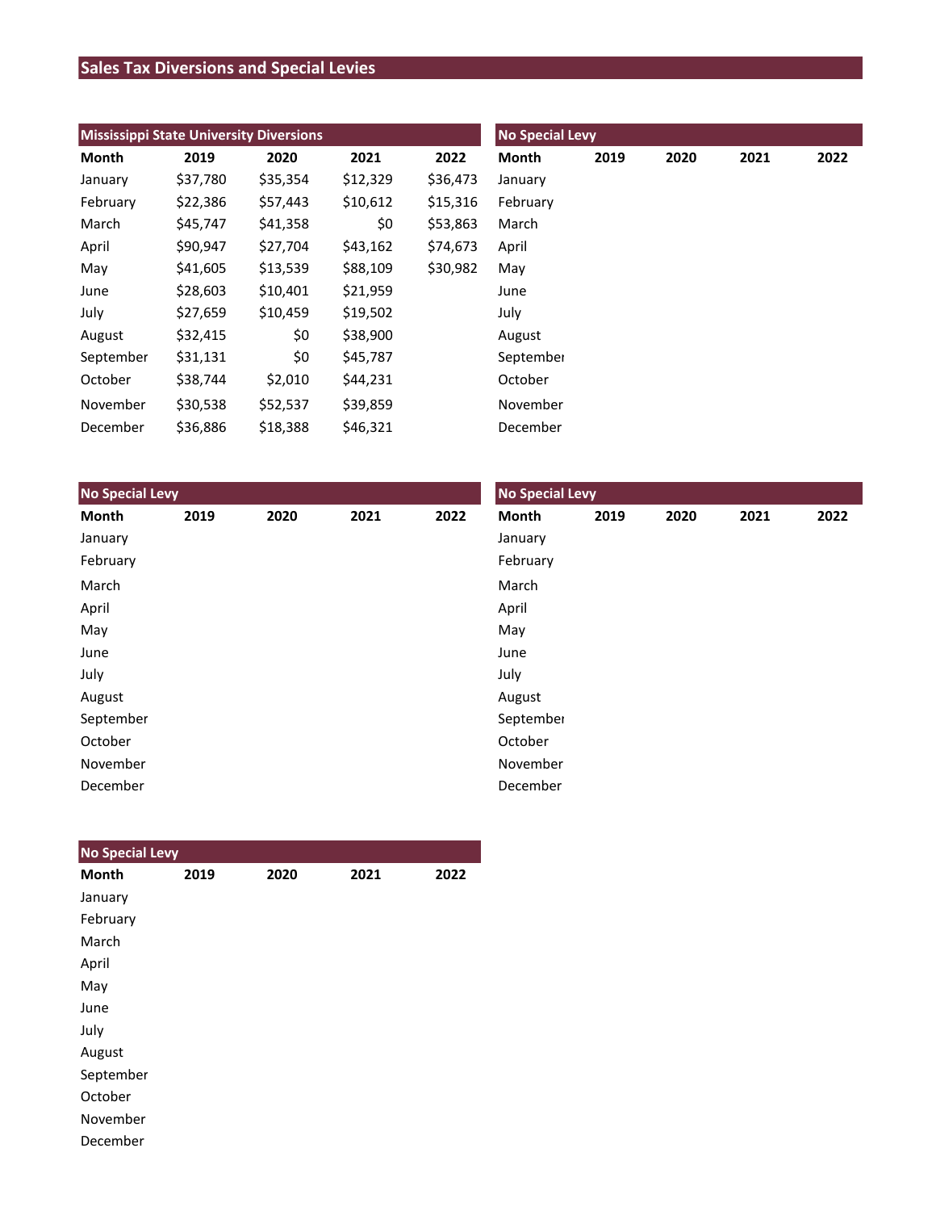## Sales Tax Diversions and Special Levies

### Mississippi State University Diversions

| Month | 2019 | 2020 | 2021 | 2022 |
|---|---|---|---|---|
| January | $37,780 | $35,354 | $12,329 | $36,473 |
| February | $22,386 | $57,443 | $10,612 | $15,316 |
| March | $45,747 | $41,358 | $0 | $53,863 |
| April | $90,947 | $27,704 | $43,162 | $74,673 |
| May | $41,605 | $13,539 | $88,109 | $30,982 |
| June | $28,603 | $10,401 | $21,959 | |
| July | $27,659 | $10,459 | $19,502 | |
| August | $32,415 | $0 | $38,900 | |
| September | $31,131 | $0 | $45,787 | |
| October | $38,744 | $2,010 | $44,231 | |
| November | $30,538 | $52,537 | $39,859 | |
| December | $36,886 | $18,388 | $46,321 | |

### No Special Levy

| Month | 2019 | 2020 | 2021 | 2022 |
|---|---|---|---|---|
| January | | | | |
| February | | | | |
| March | | | | |
| April | | | | |
| May | | | | |
| June | | | | |
| July | | | | |
| August | | | | |
| September | | | | |
| October | | | | |
| November | | | | |
| December | | | | |

### No Special Levy

| Month | 2019 | 2020 | 2021 | 2022 |
|---|---|---|---|---|
| January | | | | |
| February | | | | |
| March | | | | |
| April | | | | |
| May | | | | |
| June | | | | |
| July | | | | |
| August | | | | |
| September | | | | |
| October | | | | |
| November | | | | |
| December | | | | |

### No Special Levy

| Month | 2019 | 2020 | 2021 | 2022 |
|---|---|---|---|---|
| January | | | | |
| February | | | | |
| March | | | | |
| April | | | | |
| May | | | | |
| June | | | | |
| July | | | | |
| August | | | | |
| September | | | | |
| October | | | | |
| November | | | | |
| December | | | | |

### No Special Levy

| Month | 2019 | 2020 | 2021 | 2022 |
|---|---|---|---|---|
| January | | | | |
| February | | | | |
| March | | | | |
| April | | | | |
| May | | | | |
| June | | | | |
| July | | | | |
| August | | | | |
| September | | | | |
| October | | | | |
| November | | | | |
| December | | | | |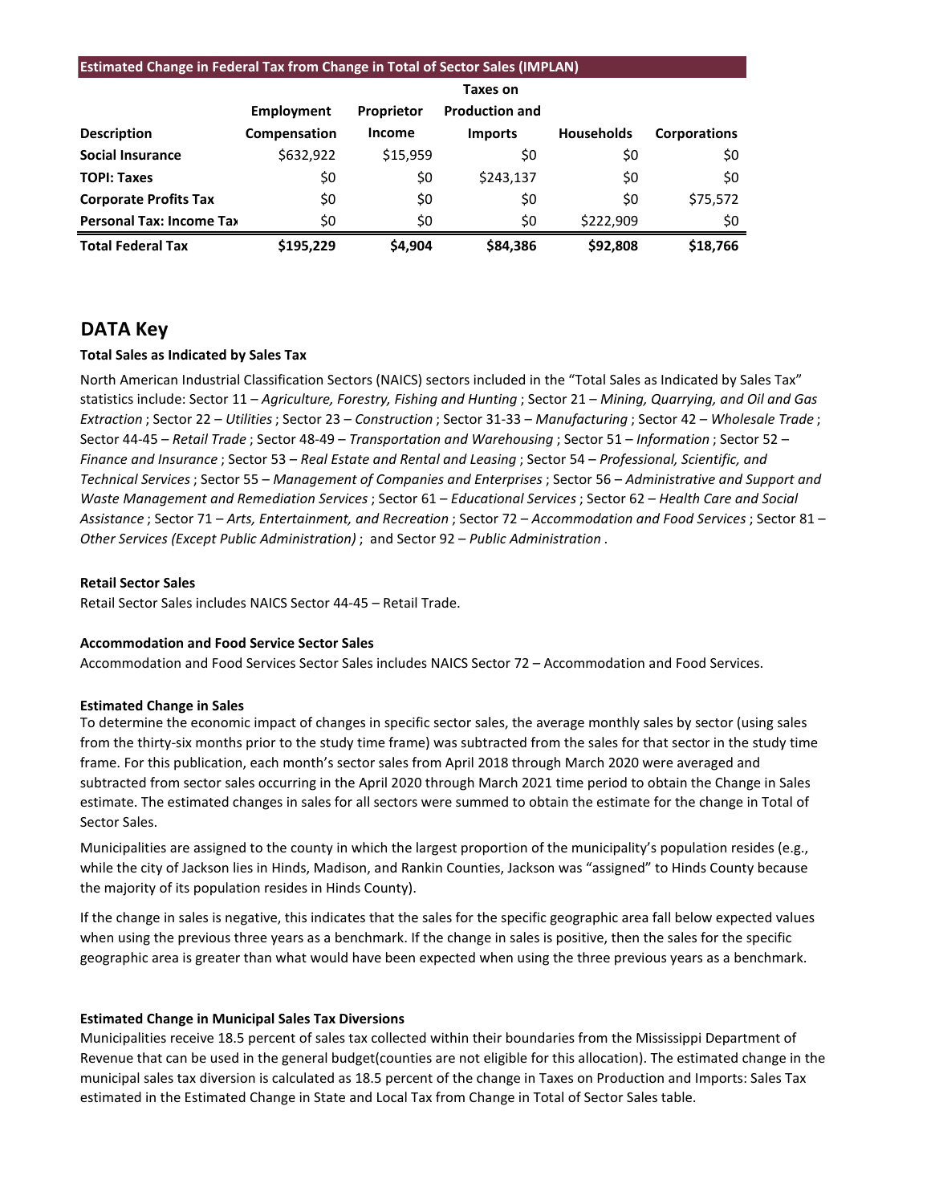**Estimated Change in Federal Tax from Change in Total of Sector Sales (IMPLAN)**

| Description | Employment Compensation | Proprietor Income | Taxes on Production and Imports | Households | Corporations |
|---|---|---|---|---|---|
| **Social Insurance** | $632,922 | $15,959 | $0 | $0 | $0 |
| **TOPI: Taxes** | $0 | $0 | $243,137 | $0 | $0 |
| **Corporate Profits Tax** | $0 | $0 | $0 | $0 | $75,572 |
| **Personal Tax: Income Tax** | $0 | $0 | $0 | $222,909 | $0 |
| **Total Federal Tax** | **$195,229** | **$4,904** | **$84,386** | **$92,808** | **$18,766** |

## DATA Key

**Total Sales as Indicated by Sales Tax**

North American Industrial Classification Sectors (NAICS) sectors included in the "Total Sales as Indicated by Sales Tax" statistics include: Sector 11 – *Agriculture, Forestry, Fishing and Hunting* ; Sector 21 – *Mining, Quarrying, and Oil and Gas Extraction* ; Sector 22 – *Utilities* ; Sector 23 – *Construction* ; Sector 31-33 – *Manufacturing* ; Sector 42 – *Wholesale Trade* ; Sector 44-45 – *Retail Trade* ; Sector 48-49 – *Transportation and Warehousing* ; Sector 51 – *Information* ; Sector 52 – *Finance and Insurance* ; Sector 53 – *Real Estate and Rental and Leasing* ; Sector 54 – *Professional, Scientific, and Technical Services* ; Sector 55 – *Management of Companies and Enterprises* ; Sector 56 – *Administrative and Support and Waste Management and Remediation Services* ; Sector 61 – *Educational Services* ; Sector 62 – *Health Care and Social Assistance* ; Sector 71 – *Arts, Entertainment, and Recreation* ; Sector 72 – *Accommodation and Food Services* ; Sector 81 – *Other Services (Except Public Administration)* ; and Sector 92 – *Public Administration* .

**Retail Sector Sales**

Retail Sector Sales includes NAICS Sector 44-45 – Retail Trade.

**Accommodation and Food Service Sector Sales**

Accommodation and Food Services Sector Sales includes NAICS Sector 72 – Accommodation and Food Services.

**Estimated Change in Sales**

To determine the economic impact of changes in specific sector sales, the average monthly sales by sector (using sales from the thirty-six months prior to the study time frame) was subtracted from the sales for that sector in the study time frame. For this publication, each month's sector sales from April 2018 through March 2020 were averaged and subtracted from sector sales occurring in the April 2020 through March 2021 time period to obtain the Change in Sales estimate. The estimated changes in sales for all sectors were summed to obtain the estimate for the change in Total of Sector Sales.

Municipalities are assigned to the county in which the largest proportion of the municipality's population resides (e.g., while the city of Jackson lies in Hinds, Madison, and Rankin Counties, Jackson was "assigned" to Hinds County because the majority of its population resides in Hinds County).

If the change in sales is negative, this indicates that the sales for the specific geographic area fall below expected values when using the previous three years as a benchmark. If the change in sales is positive, then the sales for the specific geographic area is greater than what would have been expected when using the three previous years as a benchmark.

**Estimated Change in Municipal Sales Tax Diversions**

Municipalities receive 18.5 percent of sales tax collected within their boundaries from the Mississippi Department of Revenue that can be used in the general budget(counties are not eligible for this allocation). The estimated change in the municipal sales tax diversion is calculated as 18.5 percent of the change in Taxes on Production and Imports: Sales Tax estimated in the Estimated Change in State and Local Tax from Change in Total of Sector Sales table.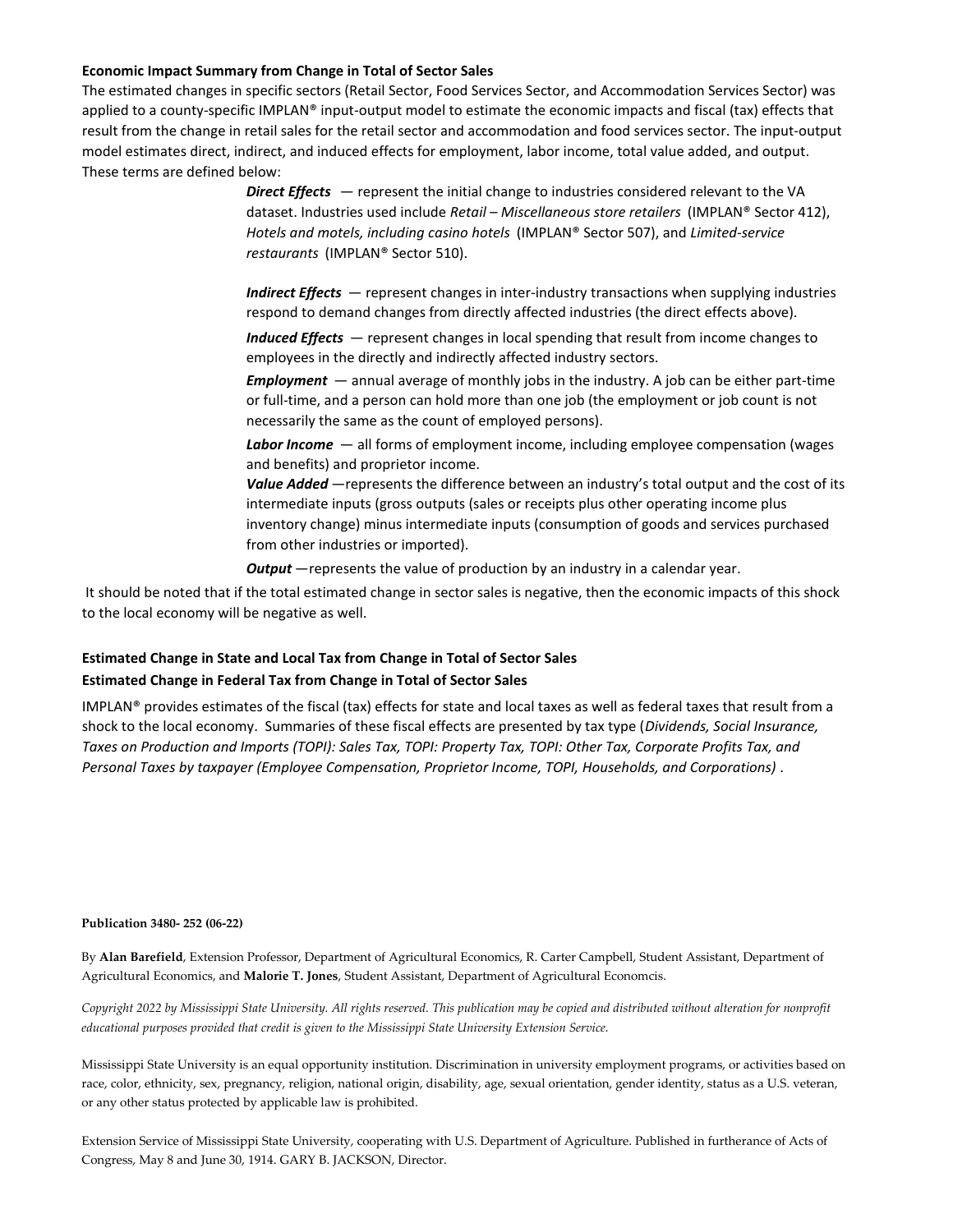**Economic Impact Summary from Change in Total of Sector Sales**

The estimated changes in specific sectors (Retail Sector, Food Services Sector, and Accommodation Services Sector) was applied to a county-specific IMPLAN® input-output model to estimate the economic impacts and fiscal (tax) effects that result from the change in retail sales for the retail sector and accommodation and food services sector. The input-output model estimates direct, indirect, and induced effects for employment, labor income, total value added, and output. These terms are defined below:

***Direct Effects*** — represent the initial change to industries considered relevant to the VA dataset. Industries used include *Retail – Miscellaneous store retailers* (IMPLAN® Sector 412), *Hotels and motels, including casino hotels* (IMPLAN® Sector 507), and *Limited-service restaurants* (IMPLAN® Sector 510).

***Indirect Effects*** — represent changes in inter-industry transactions when supplying industries respond to demand changes from directly affected industries (the direct effects above).

***Induced Effects*** — represent changes in local spending that result from income changes to employees in the directly and indirectly affected industry sectors.

***Employment*** — annual average of monthly jobs in the industry. A job can be either part-time or full-time, and a person can hold more than one job (the employment or job count is not necessarily the same as the count of employed persons).

***Labor Income*** — all forms of employment income, including employee compensation (wages and benefits) and proprietor income.

***Value Added*** —represents the difference between an industry's total output and the cost of its intermediate inputs (gross outputs (sales or receipts plus other operating income plus inventory change) minus intermediate inputs (consumption of goods and services purchased from other industries or imported).

***Output*** —represents the value of production by an industry in a calendar year.

It should be noted that if the total estimated change in sector sales is negative, then the economic impacts of this shock to the local economy will be negative as well.

**Estimated Change in State and Local Tax from Change in Total of Sector Sales**

**Estimated Change in Federal Tax from Change in Total of Sector Sales**

IMPLAN® provides estimates of the fiscal (tax) effects for state and local taxes as well as federal taxes that result from a shock to the local economy. Summaries of these fiscal effects are presented by tax type (*Dividends, Social Insurance, Taxes on Production and Imports (TOPI): Sales Tax, TOPI: Property Tax, TOPI: Other Tax, Corporate Profits Tax, and Personal Taxes by taxpayer (Employee Compensation, Proprietor Income, TOPI, Households, and Corporations)* .

**Publication 3480- 252 (06-22)**

By **Alan Barefield**, Extension Professor, Department of Agricultural Economics, R. Carter Campbell, Student Assistant, Department of Agricultural Economics, and **Malorie T. Jones**, Student Assistant, Department of Agricultural Economcis.

*Copyright 2022 by Mississippi State University. All rights reserved. This publication may be copied and distributed without alteration for nonprofit educational purposes provided that credit is given to the Mississippi State University Extension Service.*

Mississippi State University is an equal opportunity institution. Discrimination in university employment programs, or activities based on race, color, ethnicity, sex, pregnancy, religion, national origin, disability, age, sexual orientation, gender identity, status as a U.S. veteran, or any other status protected by applicable law is prohibited.

Extension Service of Mississippi State University, cooperating with U.S. Department of Agriculture. Published in furtherance of Acts of Congress, May 8 and June 30, 1914. GARY B. JACKSON, Director.